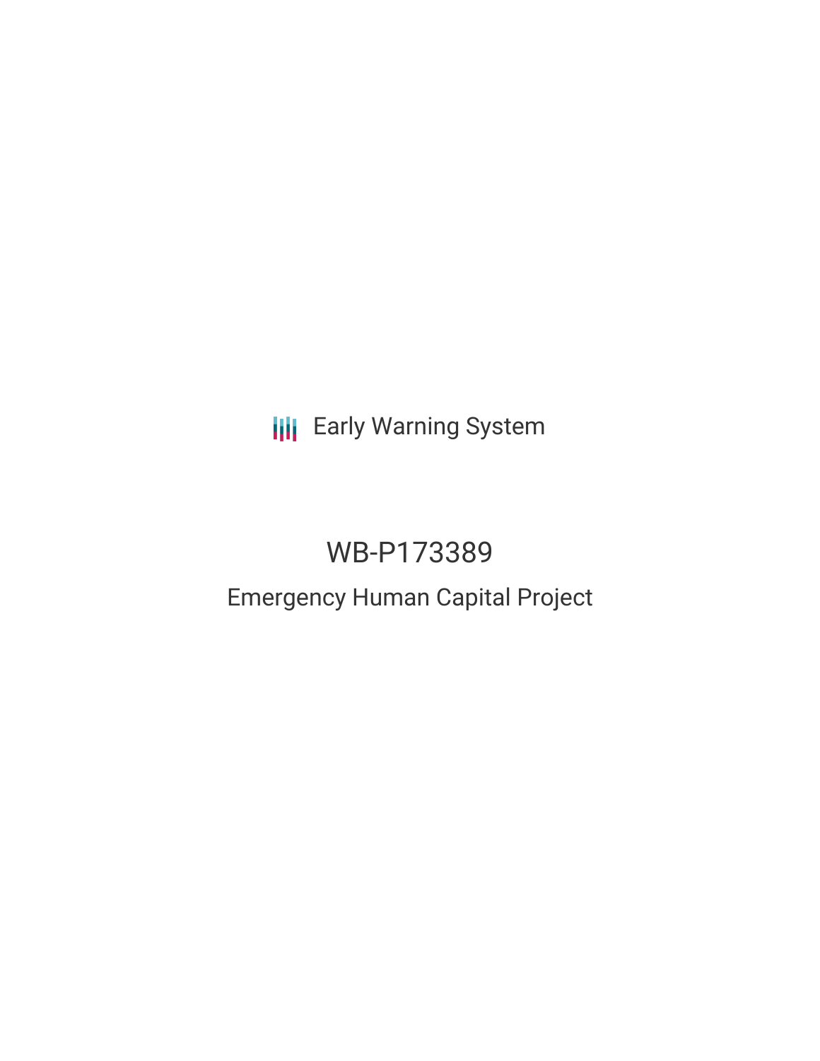Early Warning System

# WB-P173389

## Emergency Human Capital Project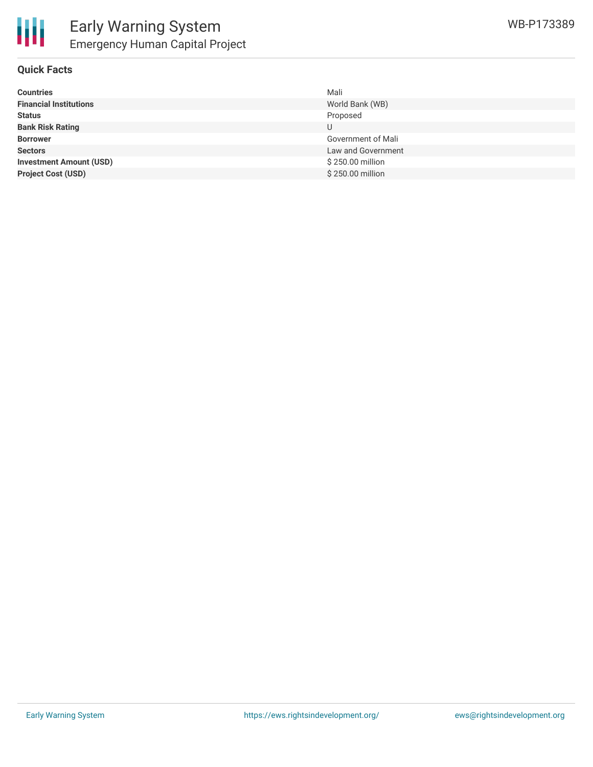## Quick Facts

| | |
|---|---|
| **Countries** | Mali |
| **Financial Institutions** | World Bank (WB) |
| **Status** | Proposed |
| **Bank Risk Rating** | U |
| **Borrower** | Government of Mali |
| **Sectors** | Law and Government |
| **Investment Amount (USD)** | $ 250.00 million |
| **Project Cost (USD)** | $ 250.00 million |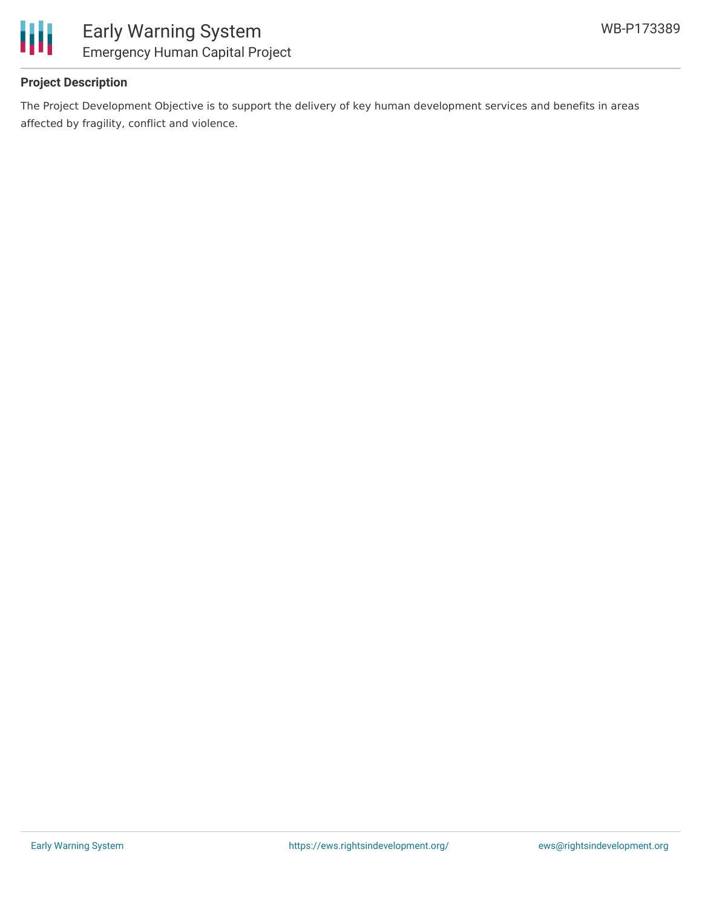## Project Description

The Project Development Objective is to support the delivery of key human development services and benefits in areas affected by fragility, conflict and violence.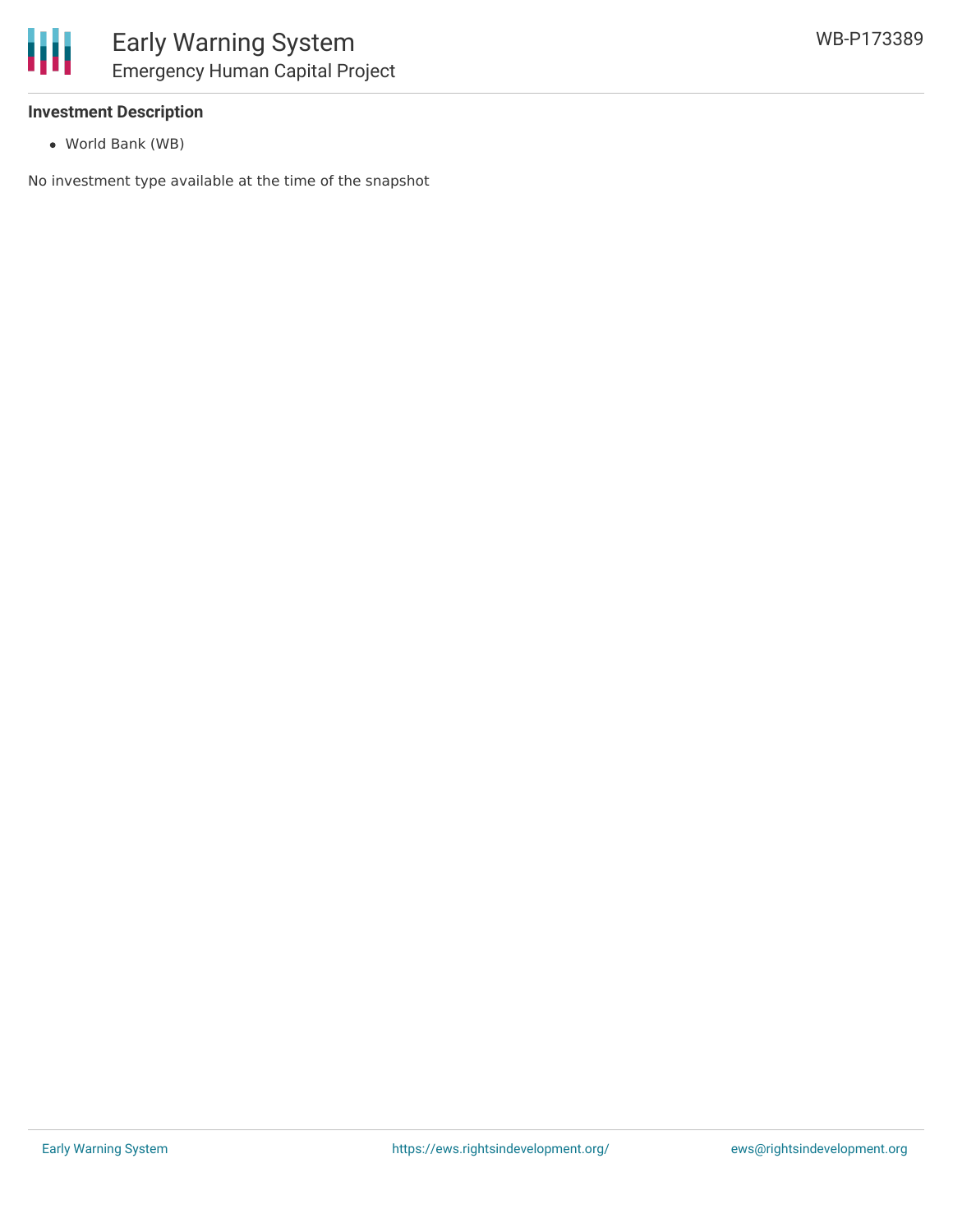### Investment Description

- World Bank (WB)

No investment type available at the time of the snapshot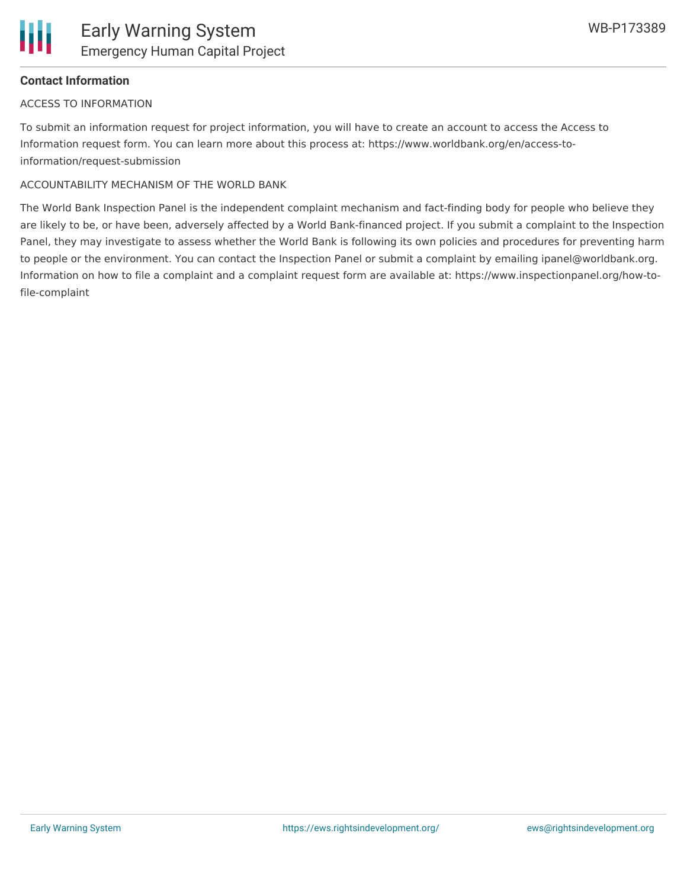**Contact Information**

ACCESS TO INFORMATION

To submit an information request for project information, you will have to create an account to access the Access to Information request form. You can learn more about this process at: https://www.worldbank.org/en/access-to-information/request-submission

ACCOUNTABILITY MECHANISM OF THE WORLD BANK

The World Bank Inspection Panel is the independent complaint mechanism and fact-finding body for people who believe they are likely to be, or have been, adversely affected by a World Bank-financed project. If you submit a complaint to the Inspection Panel, they may investigate to assess whether the World Bank is following its own policies and procedures for preventing harm to people or the environment. You can contact the Inspection Panel or submit a complaint by emailing ipanel@worldbank.org. Information on how to file a complaint and a complaint request form are available at: https://www.inspectionpanel.org/how-to-file-complaint